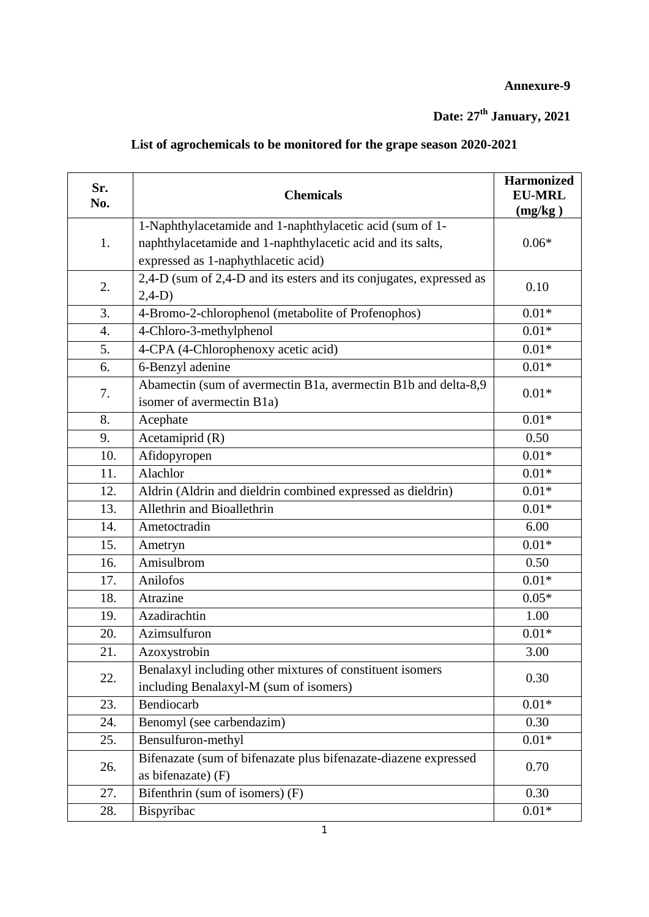**Annexure-9**

**Date: 27th January, 2021**

## List of agrochemicals to be monitored for the grape season 2020-2021

| Sr. No. | Chemicals | Harmonized EU-MRL (mg/kg ) |
|---|---|---|
| 1. | 1-Naphthylacetamide and 1-naphthylacetic acid (sum of 1-naphthylacetamide and 1-naphthylacetic acid and its salts, expressed as 1-naphythlacetic acid) | 0.06* |
| 2. | 2,4-D (sum of 2,4-D and its esters and its conjugates, expressed as 2,4-D) | 0.10 |
| 3. | 4-Bromo-2-chlorophenol (metabolite of Profenophos) | 0.01* |
| 4. | 4-Chloro-3-methylphenol | 0.01* |
| 5. | 4-CPA (4-Chlorophenoxy acetic acid) | 0.01* |
| 6. | 6-Benzyl adenine | 0.01* |
| 7. | Abamectin (sum of avermectin B1a, avermectin B1b and delta-8,9 isomer of avermectin B1a) | 0.01* |
| 8. | Acephate | 0.01* |
| 9. | Acetamiprid (R) | 0.50 |
| 10. | Afidopyropen | 0.01* |
| 11. | Alachlor | 0.01* |
| 12. | Aldrin (Aldrin and dieldrin combined expressed as dieldrin) | 0.01* |
| 13. | Allethrin and Bioallethrin | 0.01* |
| 14. | Ametoctradin | 6.00 |
| 15. | Ametryn | 0.01* |
| 16. | Amisulbrom | 0.50 |
| 17. | Anilofos | 0.01* |
| 18. | Atrazine | 0.05* |
| 19. | Azadirachtin | 1.00 |
| 20. | Azimsulfuron | 0.01* |
| 21. | Azoxystrobin | 3.00 |
| 22. | Benalaxyl including other mixtures of constituent isomers including Benalaxyl-M (sum of isomers) | 0.30 |
| 23. | Bendiocarb | 0.01* |
| 24. | Benomyl (see carbendazim) | 0.30 |
| 25. | Bensulfuron-methyl | 0.01* |
| 26. | Bifenazate (sum of bifenazate plus bifenazate-diazene expressed as bifenazate) (F) | 0.70 |
| 27. | Bifenthrin (sum of isomers) (F) | 0.30 |
| 28. | Bispyribac | 0.01* |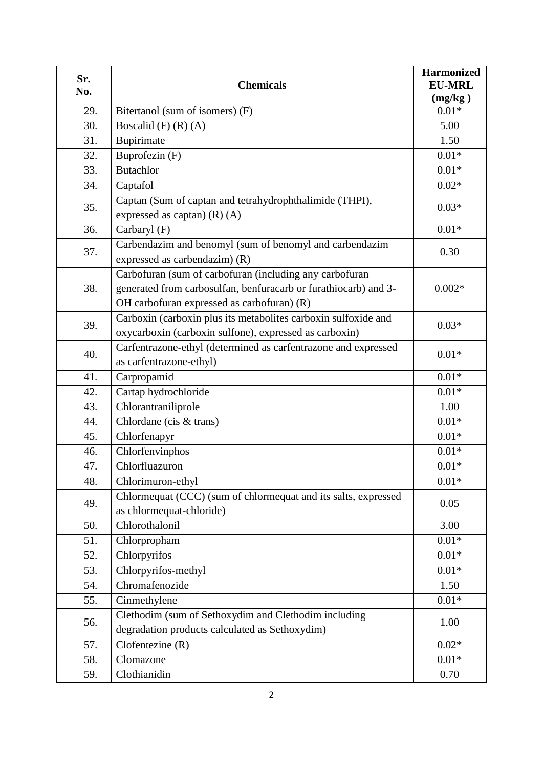| Sr. No. | Chemicals | Harmonized EU-MRL (mg/kg ) |
|---|---|---|
| 29. | Bitertanol (sum of isomers) (F) | 0.01* |
| 30. | Boscalid (F) (R) (A) | 5.00 |
| 31. | Bupirimate | 1.50 |
| 32. | Buprofezin (F) | 0.01* |
| 33. | Butachlor | 0.01* |
| 34. | Captafol | 0.02* |
| 35. | Captan (Sum of captan and tetrahydrophthalimide (THPI), expressed as captan) (R) (A) | 0.03* |
| 36. | Carbaryl (F) | 0.01* |
| 37. | Carbendazim and benomyl (sum of benomyl and carbendazim expressed as carbendazim) (R) | 0.30 |
| 38. | Carbofuran (sum of carbofuran (including any carbofuran generated from carbosulfan, benfuracarb or furathiocarb) and 3-OH carbofuran expressed as carbofuran) (R) | 0.002* |
| 39. | Carboxin (carboxin plus its metabolites carboxin sulfoxide and oxycarboxin (carboxin sulfone), expressed as carboxin) | 0.03* |
| 40. | Carfentrazone-ethyl (determined as carfentrazone and expressed as carfentrazone-ethyl) | 0.01* |
| 41. | Carpropamid | 0.01* |
| 42. | Cartap hydrochloride | 0.01* |
| 43. | Chlorantraniliprole | 1.00 |
| 44. | Chlordane (cis & trans) | 0.01* |
| 45. | Chlorfenapyr | 0.01* |
| 46. | Chlorfenvinphos | 0.01* |
| 47. | Chlorfluazuron | 0.01* |
| 48. | Chlorimuron-ethyl | 0.01* |
| 49. | Chlormequat (CCC) (sum of chlormequat and its salts, expressed as chlormequat-chloride) | 0.05 |
| 50. | Chlorothalonil | 3.00 |
| 51. | Chlorpropham | 0.01* |
| 52. | Chlorpyrifos | 0.01* |
| 53. | Chlorpyrifos-methyl | 0.01* |
| 54. | Chromafenozide | 1.50 |
| 55. | Cinmethylene | 0.01* |
| 56. | Clethodim (sum of Sethoxydim and Clethodim including degradation products calculated as Sethoxydim) | 1.00 |
| 57. | Clofentezine (R) | 0.02* |
| 58. | Clomazone | 0.01* |
| 59. | Clothianidin | 0.70 |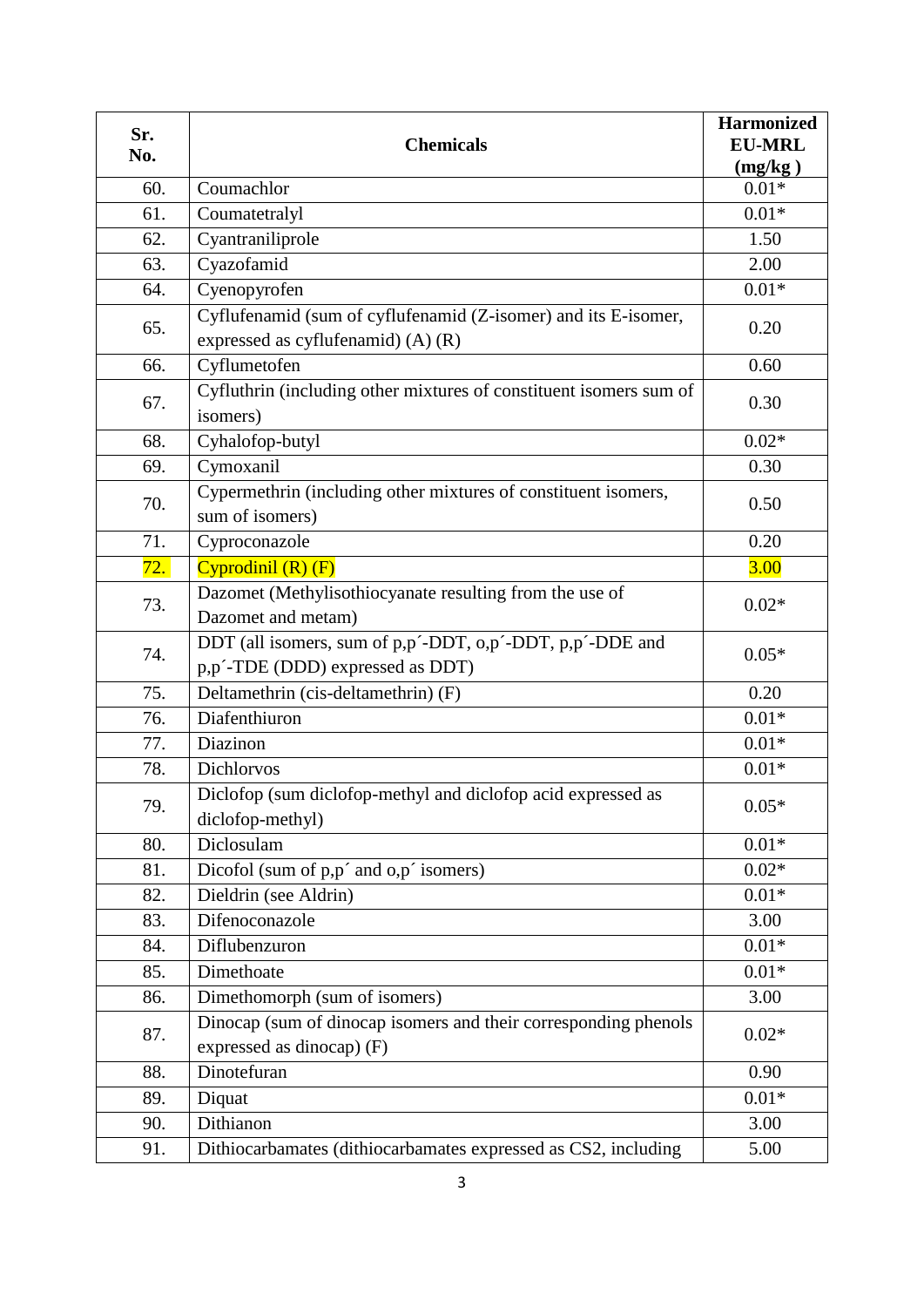| Sr. No. | Chemicals | Harmonized EU-MRL (mg/kg ) |
|---|---|---|
| 60. | Coumachlor | 0.01* |
| 61. | Coumatetralyl | 0.01* |
| 62. | Cyantraniliprole | 1.50 |
| 63. | Cyazofamid | 2.00 |
| 64. | Cyenopyrofen | 0.01* |
| 65. | Cyflufenamid (sum of cyflufenamid (Z-isomer) and its E-isomer, expressed as cyflufenamid) (A) (R) | 0.20 |
| 66. | Cyflumetofen | 0.60 |
| 67. | Cyfluthrin (including other mixtures of constituent isomers sum of isomers) | 0.30 |
| 68. | Cyhalofop-butyl | 0.02* |
| 69. | Cymoxanil | 0.30 |
| 70. | Cypermethrin (including other mixtures of constituent isomers, sum of isomers) | 0.50 |
| 71. | Cyproconazole | 0.20 |
| 72. | Cyprodinil (R) (F) | 3.00 |
| 73. | Dazomet (Methylisothiocyanate resulting from the use of Dazomet and metam) | 0.02* |
| 74. | DDT (all isomers, sum of p,p´-DDT, o,p´-DDT, p,p´-DDE and p,p´-TDE (DDD) expressed as DDT) | 0.05* |
| 75. | Deltamethrin (cis-deltamethrin) (F) | 0.20 |
| 76. | Diafenthiuron | 0.01* |
| 77. | Diazinon | 0.01* |
| 78. | Dichlorvos | 0.01* |
| 79. | Diclofop (sum diclofop-methyl and diclofop acid expressed as diclofop-methyl) | 0.05* |
| 80. | Diclosulam | 0.01* |
| 81. | Dicofol (sum of p,p´ and o,p´ isomers) | 0.02* |
| 82. | Dieldrin (see Aldrin) | 0.01* |
| 83. | Difenoconazole | 3.00 |
| 84. | Diflubenzuron | 0.01* |
| 85. | Dimethoate | 0.01* |
| 86. | Dimethomorph (sum of isomers) | 3.00 |
| 87. | Dinocap (sum of dinocap isomers and their corresponding phenols expressed as dinocap) (F) | 0.02* |
| 88. | Dinotefuran | 0.90 |
| 89. | Diquat | 0.01* |
| 90. | Dithianon | 3.00 |
| 91. | Dithiocarbamates (dithiocarbamates expressed as CS2, including | 5.00 |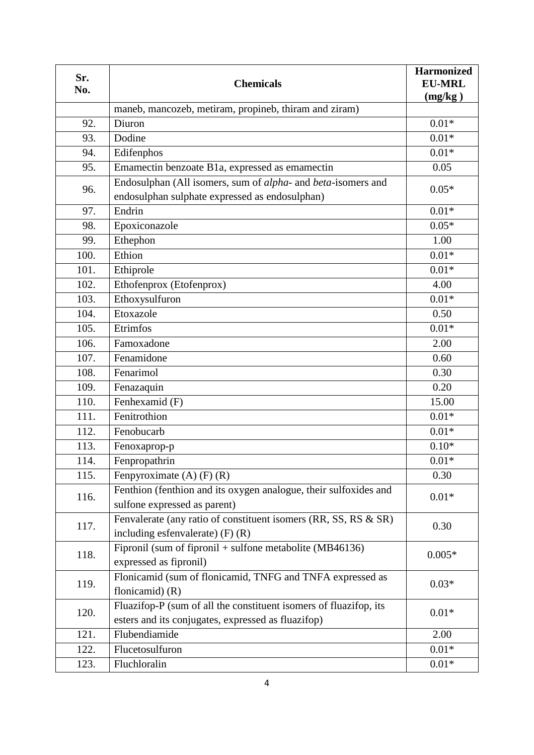| Sr. No. | Chemicals | Harmonized EU-MRL (mg/kg ) |
|---|---|---|
| | maneb, mancozeb, metiram, propineb, thiram and ziram) | |
| 92. | Diuron | 0.01* |
| 93. | Dodine | 0.01* |
| 94. | Edifenphos | 0.01* |
| 95. | Emamectin benzoate B1a, expressed as emamectin | 0.05 |
| 96. | Endosulphan (All isomers, sum of *alpha*- and *beta*-isomers and endosulphan sulphate expressed as endosulphan) | 0.05* |
| 97. | Endrin | 0.01* |
| 98. | Epoxiconazole | 0.05* |
| 99. | Ethephon | 1.00 |
| 100. | Ethion | 0.01* |
| 101. | Ethiprole | 0.01* |
| 102. | Ethofenprox (Etofenprox) | 4.00 |
| 103. | Ethoxysulfuron | 0.01* |
| 104. | Etoxazole | 0.50 |
| 105. | Etrimfos | 0.01* |
| 106. | Famoxadone | 2.00 |
| 107. | Fenamidone | 0.60 |
| 108. | Fenarimol | 0.30 |
| 109. | Fenazaquin | 0.20 |
| 110. | Fenhexamid (F) | 15.00 |
| 111. | Fenitrothion | 0.01* |
| 112. | Fenobucarb | 0.01* |
| 113. | Fenoxaprop-p | 0.10* |
| 114. | Fenpropathrin | 0.01* |
| 115. | Fenpyroximate (A) (F) (R) | 0.30 |
| 116. | Fenthion (fenthion and its oxygen analogue, their sulfoxides and sulfone expressed as parent) | 0.01* |
| 117. | Fenvalerate (any ratio of constituent isomers (RR, SS, RS & SR) including esfenvalerate) (F) (R) | 0.30 |
| 118. | Fipronil (sum of fipronil + sulfone metabolite (MB46136) expressed as fipronil) | 0.005* |
| 119. | Flonicamid (sum of flonicamid, TNFG and TNFA expressed as flonicamid) (R) | 0.03* |
| 120. | Fluazifop-P (sum of all the constituent isomers of fluazifop, its esters and its conjugates, expressed as fluazifop) | 0.01* |
| 121. | Flubendiamide | 2.00 |
| 122. | Flucetosulfuron | 0.01* |
| 123. | Fluchloralin | 0.01* |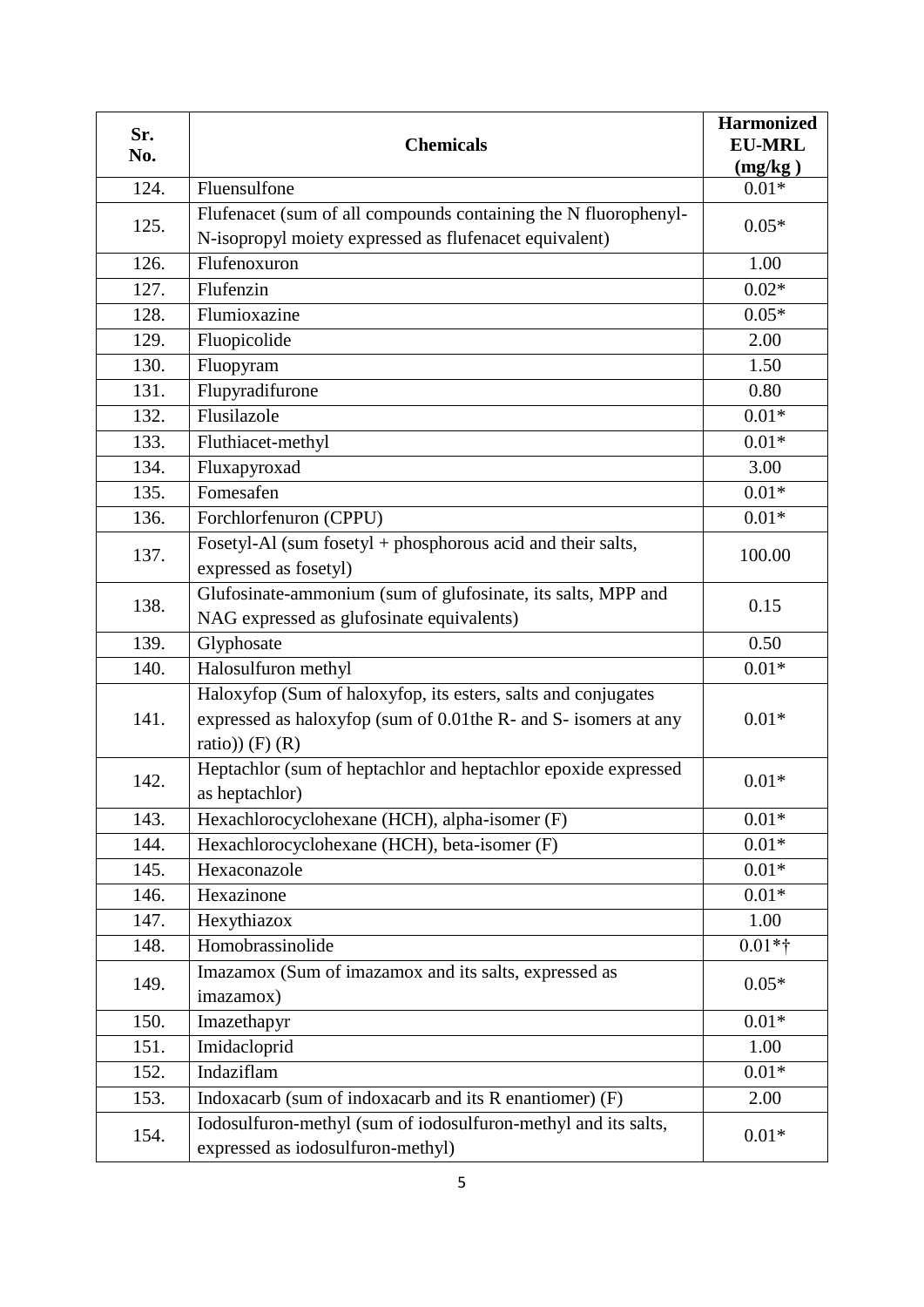| Sr. No. | Chemicals | Harmonized EU-MRL (mg/kg ) |
|---|---|---|
| 124. | Fluensulfone | 0.01* |
| 125. | Flufenacet (sum of all compounds containing the N fluorophenyl-N-isopropyl moiety expressed as flufenacet equivalent) | 0.05* |
| 126. | Flufenoxuron | 1.00 |
| 127. | Flufenzin | 0.02* |
| 128. | Flumioxazine | 0.05* |
| 129. | Fluopicolide | 2.00 |
| 130. | Fluopyram | 1.50 |
| 131. | Flupyradifurone | 0.80 |
| 132. | Flusilazole | 0.01* |
| 133. | Fluthiacet-methyl | 0.01* |
| 134. | Fluxapyroxad | 3.00 |
| 135. | Fomesafen | 0.01* |
| 136. | Forchlorfenuron (CPPU) | 0.01* |
| 137. | Fosetyl-Al (sum fosetyl + phosphorous acid and their salts, expressed as fosetyl) | 100.00 |
| 138. | Glufosinate-ammonium (sum of glufosinate, its salts, MPP and NAG expressed as glufosinate equivalents) | 0.15 |
| 139. | Glyphosate | 0.50 |
| 140. | Halosulfuron methyl | 0.01* |
| 141. | Haloxyfop (Sum of haloxyfop, its esters, salts and conjugates expressed as haloxyfop (sum of 0.01the R- and S- isomers at any ratio)) (F) (R) | 0.01* |
| 142. | Heptachlor (sum of heptachlor and heptachlor epoxide expressed as heptachlor) | 0.01* |
| 143. | Hexachlorocyclohexane (HCH), alpha-isomer (F) | 0.01* |
| 144. | Hexachlorocyclohexane (HCH), beta-isomer (F) | 0.01* |
| 145. | Hexaconazole | 0.01* |
| 146. | Hexazinone | 0.01* |
| 147. | Hexythiazox | 1.00 |
| 148. | Homobrassinolide | 0.01*† |
| 149. | Imazamox (Sum of imazamox and its salts, expressed as imazamox) | 0.05* |
| 150. | Imazethapyr | 0.01* |
| 151. | Imidacloprid | 1.00 |
| 152. | Indaziflam | 0.01* |
| 153. | Indoxacarb (sum of indoxacarb and its R enantiomer) (F) | 2.00 |
| 154. | Iodosulfuron-methyl (sum of iodosulfuron-methyl and its salts, expressed as iodosulfuron-methyl) | 0.01* |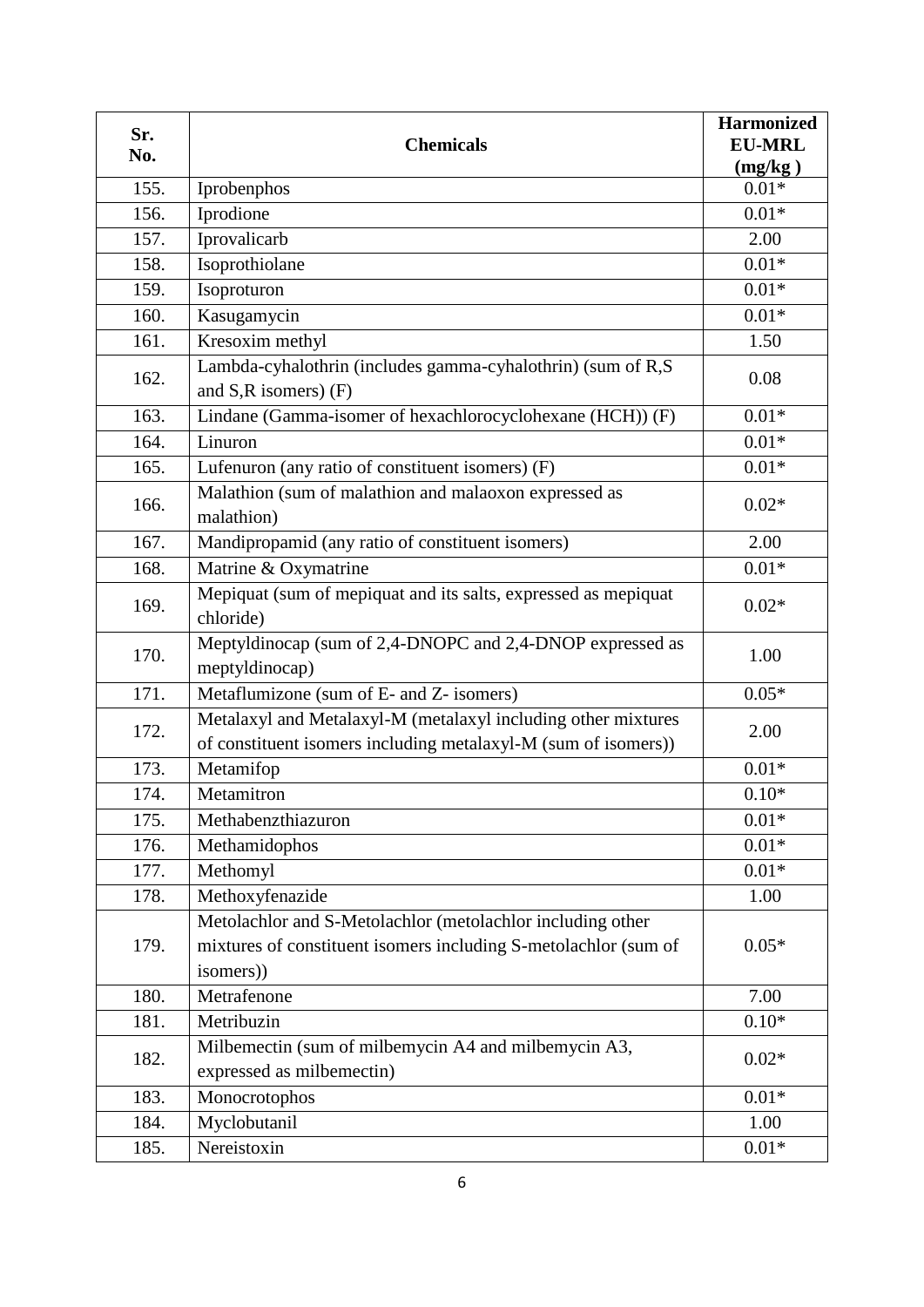| Sr. No. | Chemicals | Harmonized EU-MRL (mg/kg ) |
|---|---|---|
| 155. | Iprobenphos | 0.01* |
| 156. | Iprodione | 0.01* |
| 157. | Iprovalicarb | 2.00 |
| 158. | Isoprothiolane | 0.01* |
| 159. | Isoproturon | 0.01* |
| 160. | Kasugamycin | 0.01* |
| 161. | Kresoxim methyl | 1.50 |
| 162. | Lambda-cyhalothrin (includes gamma-cyhalothrin) (sum of R,S and S,R isomers) (F) | 0.08 |
| 163. | Lindane (Gamma-isomer of hexachlorocyclohexane (HCH)) (F) | 0.01* |
| 164. | Linuron | 0.01* |
| 165. | Lufenuron (any ratio of constituent isomers) (F) | 0.01* |
| 166. | Malathion (sum of malathion and malaoxon expressed as malathion) | 0.02* |
| 167. | Mandipropamid (any ratio of constituent isomers) | 2.00 |
| 168. | Matrine & Oxymatrine | 0.01* |
| 169. | Mepiquat (sum of mepiquat and its salts, expressed as mepiquat chloride) | 0.02* |
| 170. | Meptyldinocap (sum of 2,4-DNOPC and 2,4-DNOP expressed as meptyldinocap) | 1.00 |
| 171. | Metaflumizone (sum of E- and Z- isomers) | 0.05* |
| 172. | Metalaxyl and Metalaxyl-M (metalaxyl including other mixtures of constituent isomers including metalaxyl-M (sum of isomers)) | 2.00 |
| 173. | Metamifop | 0.01* |
| 174. | Metamitron | 0.10* |
| 175. | Methabenzthiazuron | 0.01* |
| 176. | Methamidophos | 0.01* |
| 177. | Methomyl | 0.01* |
| 178. | Methoxyfenazide | 1.00 |
| 179. | Metolachlor and S-Metolachlor (metolachlor including other mixtures of constituent isomers including S-metolachlor (sum of isomers)) | 0.05* |
| 180. | Metrafenone | 7.00 |
| 181. | Metribuzin | 0.10* |
| 182. | Milbemectin (sum of milbemycin A4 and milbemycin A3, expressed as milbemectin) | 0.02* |
| 183. | Monocrotophos | 0.01* |
| 184. | Myclobutanil | 1.00 |
| 185. | Nereistoxin | 0.01* |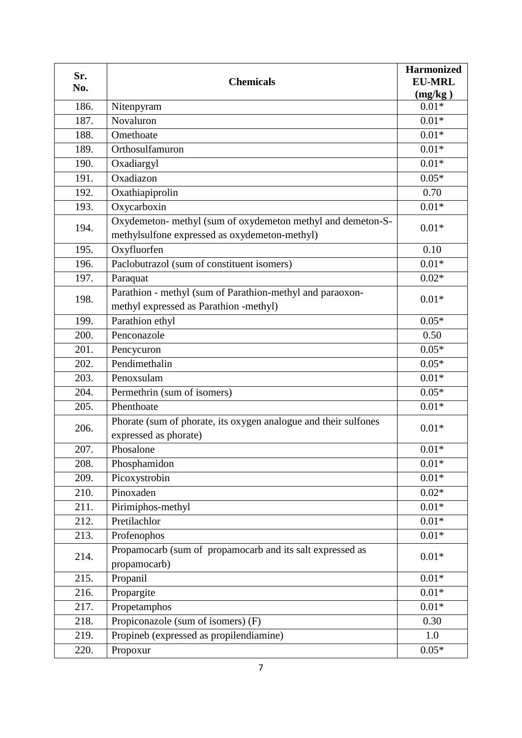| Sr. No. | Chemicals | Harmonized EU-MRL (mg/kg ) |
|---|---|---|
| 186. | Nitenpyram | 0.01* |
| 187. | Novaluron | 0.01* |
| 188. | Omethoate | 0.01* |
| 189. | Orthosulfamuron | 0.01* |
| 190. | Oxadiargyl | 0.01* |
| 191. | Oxadiazon | 0.05* |
| 192. | Oxathiapiprolin | 0.70 |
| 193. | Oxycarboxin | 0.01* |
| 194. | Oxydemeton- methyl (sum of oxydemeton methyl and demeton-S-methylsulfone expressed as oxydemeton-methyl) | 0.01* |
| 195. | Oxyfluorfen | 0.10 |
| 196. | Paclobutrazol (sum of constituent isomers) | 0.01* |
| 197. | Paraquat | 0.02* |
| 198. | Parathion - methyl (sum of Parathion-methyl and paraoxon-methyl expressed as Parathion -methyl) | 0.01* |
| 199. | Parathion ethyl | 0.05* |
| 200. | Penconazole | 0.50 |
| 201. | Pencycuron | 0.05* |
| 202. | Pendimethalin | 0.05* |
| 203. | Penoxsulam | 0.01* |
| 204. | Permethrin (sum of isomers) | 0.05* |
| 205. | Phenthoate | 0.01* |
| 206. | Phorate (sum of phorate, its oxygen analogue and their sulfones expressed as phorate) | 0.01* |
| 207. | Phosalone | 0.01* |
| 208. | Phosphamidon | 0.01* |
| 209. | Picoxystrobin | 0.01* |
| 210. | Pinoxaden | 0.02* |
| 211. | Pirimiphos-methyl | 0.01* |
| 212. | Pretilachlor | 0.01* |
| 213. | Profenophos | 0.01* |
| 214. | Propamocarb (sum of propamocarb and its salt expressed as propamocarb) | 0.01* |
| 215. | Propanil | 0.01* |
| 216. | Propargite | 0.01* |
| 217. | Propetamphos | 0.01* |
| 218. | Propiconazole (sum of isomers) (F) | 0.30 |
| 219. | Propineb (expressed as propilendiamine) | 1.0 |
| 220. | Propoxur | 0.05* |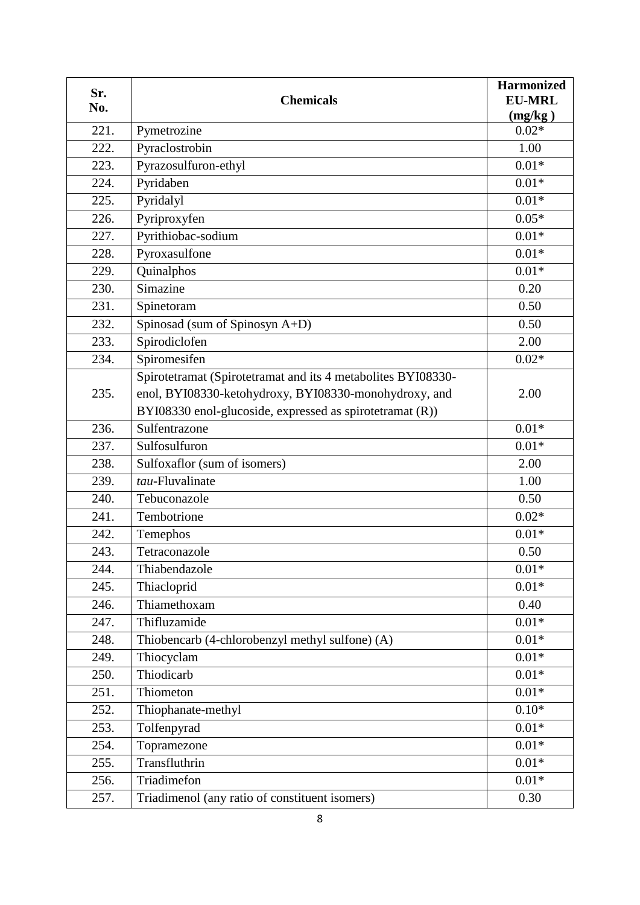| Sr. No. | Chemicals | Harmonized EU-MRL (mg/kg ) |
|---|---|---|
| 221. | Pymetrozine | 0.02* |
| 222. | Pyraclostrobin | 1.00 |
| 223. | Pyrazosulfuron-ethyl | 0.01* |
| 224. | Pyridaben | 0.01* |
| 225. | Pyridalyl | 0.01* |
| 226. | Pyriproxyfen | 0.05* |
| 227. | Pyrithiobac-sodium | 0.01* |
| 228. | Pyroxasulfone | 0.01* |
| 229. | Quinalphos | 0.01* |
| 230. | Simazine | 0.20 |
| 231. | Spinetoram | 0.50 |
| 232. | Spinosad (sum of Spinosyn A+D) | 0.50 |
| 233. | Spirodiclofen | 2.00 |
| 234. | Spiromesifen | 0.02* |
| 235. | Spirotetramat (Spirotetramat and its 4 metabolites BYI08330-enol, BYI08330-ketohydroxy, BYI08330-monohydroxy, and BYI08330 enol-glucoside, expressed as spirotetramat (R)) | 2.00 |
| 236. | Sulfentrazone | 0.01* |
| 237. | Sulfosulfuron | 0.01* |
| 238. | Sulfoxaflor (sum of isomers) | 2.00 |
| 239. | *tau*-Fluvalinate | 1.00 |
| 240. | Tebuconazole | 0.50 |
| 241. | Tembotrione | 0.02* |
| 242. | Temephos | 0.01* |
| 243. | Tetraconazole | 0.50 |
| 244. | Thiabendazole | 0.01* |
| 245. | Thiacloprid | 0.01* |
| 246. | Thiamethoxam | 0.40 |
| 247. | Thifluzamide | 0.01* |
| 248. | Thiobencarb (4-chlorobenzyl methyl sulfone) (A) | 0.01* |
| 249. | Thiocyclam | 0.01* |
| 250. | Thiodicarb | 0.01* |
| 251. | Thiometon | 0.01* |
| 252. | Thiophanate-methyl | 0.10* |
| 253. | Tolfenpyrad | 0.01* |
| 254. | Topramezone | 0.01* |
| 255. | Transfluthrin | 0.01* |
| 256. | Triadimefon | 0.01* |
| 257. | Triadimenol (any ratio of constituent isomers) | 0.30 |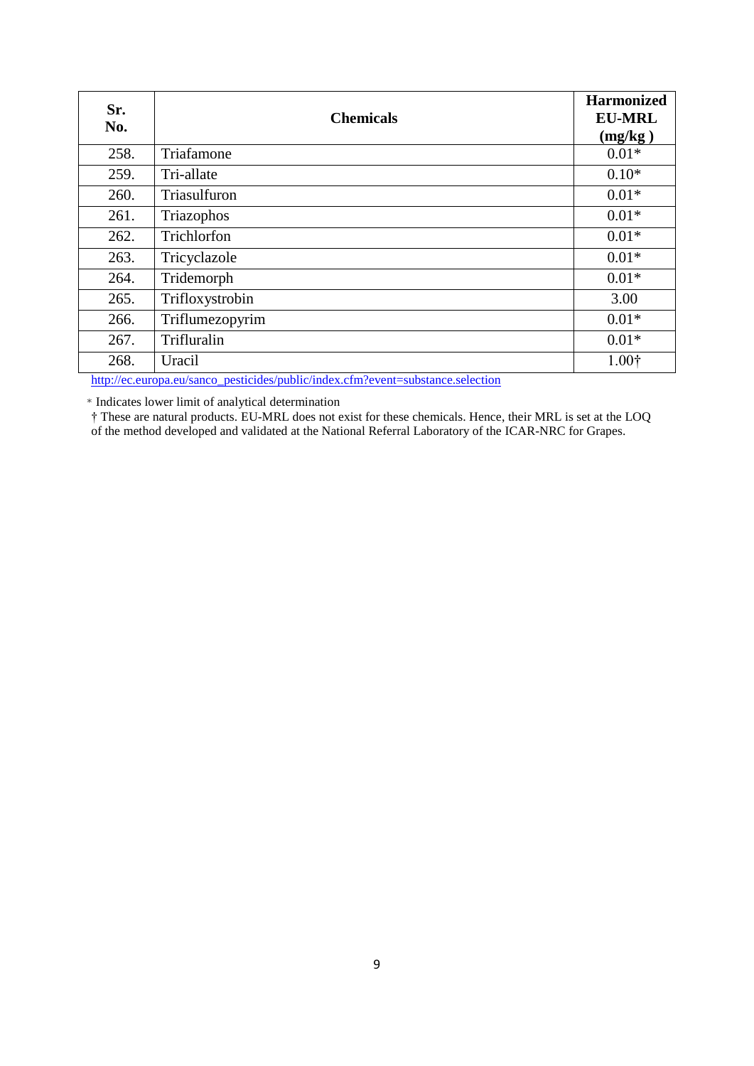| Sr. No. | Chemicals | Harmonized EU-MRL (mg/kg ) |
|---|---|---|
| 258. | Triafamone | 0.01* |
| 259. | Tri-allate | 0.10* |
| 260. | Triasulfuron | 0.01* |
| 261. | Triazophos | 0.01* |
| 262. | Trichlorfon | 0.01* |
| 263. | Tricyclazole | 0.01* |
| 264. | Tridemorph | 0.01* |
| 265. | Trifloxystrobin | 3.00 |
| 266. | Triflumezopyrim | 0.01* |
| 267. | Trifluralin | 0.01* |
| 268. | Uracil | 1.00† |

http://ec.europa.eu/sanco_pesticides/public/index.cfm?event=substance.selection

* Indicates lower limit of analytical determination

† These are natural products. EU-MRL does not exist for these chemicals. Hence, their MRL is set at the LOQ of the method developed and validated at the National Referral Laboratory of the ICAR-NRC for Grapes.